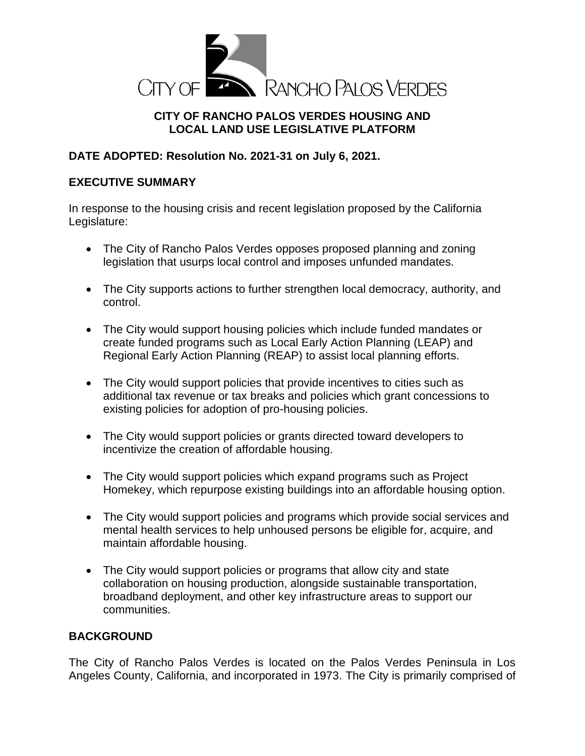CITY OF RANCHO PALOS VERDES

# CITY OF RANCHO PALOS VERDES HOUSING AND LOCAL LAND USE LEGISLATIVE PLATFORM

**DATE ADOPTED: Resolution No. 2021-31 on July 6, 2021.**

## EXECUTIVE SUMMARY

In response to the housing crisis and recent legislation proposed by the California Legislature:

- The City of Rancho Palos Verdes opposes proposed planning and zoning legislation that usurps local control and imposes unfunded mandates.
- The City supports actions to further strengthen local democracy, authority, and control.
- The City would support housing policies which include funded mandates or create funded programs such as Local Early Action Planning (LEAP) and Regional Early Action Planning (REAP) to assist local planning efforts.
- The City would support policies that provide incentives to cities such as additional tax revenue or tax breaks and policies which grant concessions to existing policies for adoption of pro-housing policies.
- The City would support policies or grants directed toward developers to incentivize the creation of affordable housing.
- The City would support policies which expand programs such as Project Homekey, which repurpose existing buildings into an affordable housing option.
- The City would support policies and programs which provide social services and mental health services to help unhoused persons be eligible for, acquire, and maintain affordable housing.
- The City would support policies or programs that allow city and state collaboration on housing production, alongside sustainable transportation, broadband deployment, and other key infrastructure areas to support our communities.

## BACKGROUND

The City of Rancho Palos Verdes is located on the Palos Verdes Peninsula in Los Angeles County, California, and incorporated in 1973. The City is primarily comprised of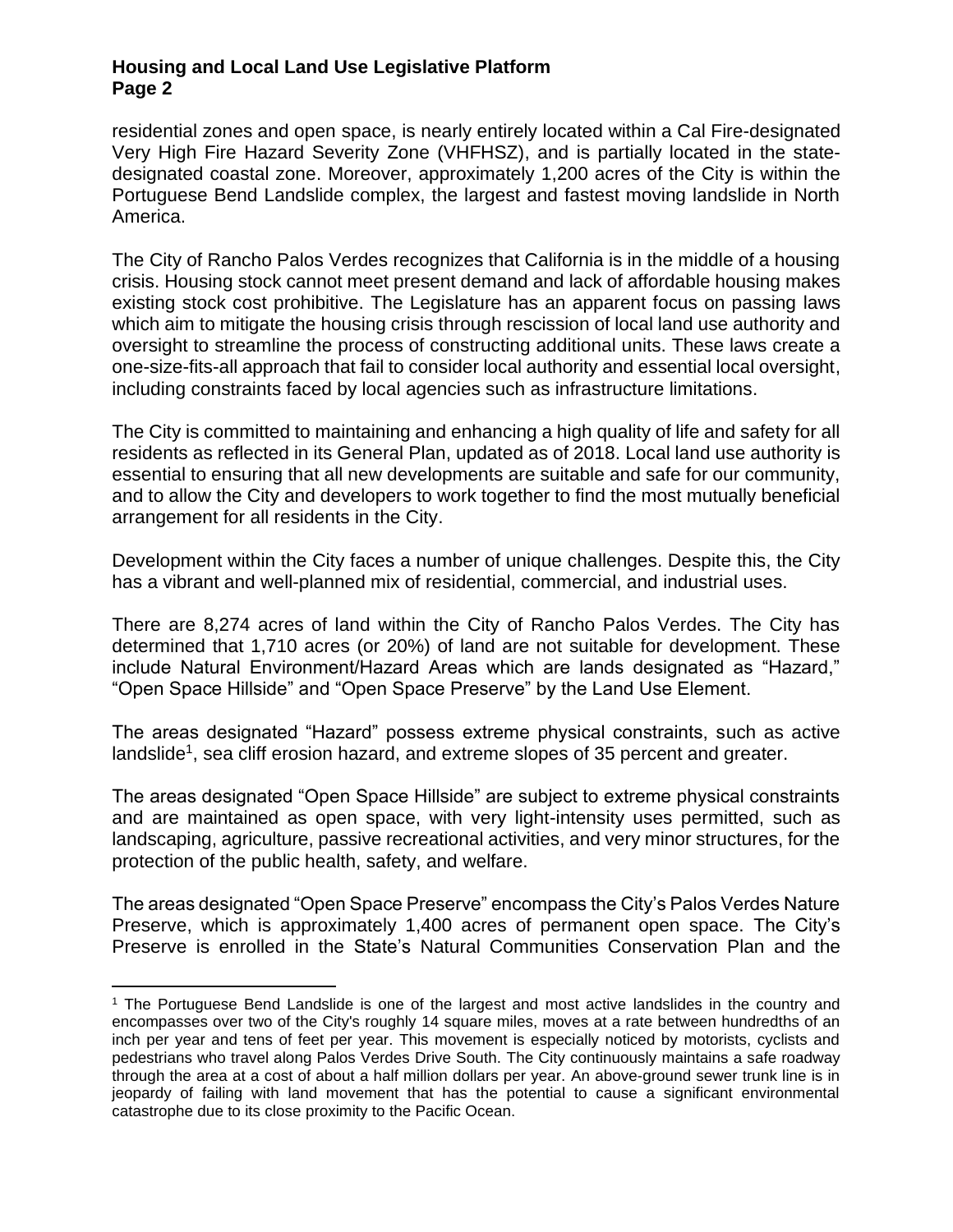residential zones and open space, is nearly entirely located within a Cal Fire-designated Very High Fire Hazard Severity Zone (VHFHSZ), and is partially located in the state-designated coastal zone. Moreover, approximately 1,200 acres of the City is within the Portuguese Bend Landslide complex, the largest and fastest moving landslide in North America.

The City of Rancho Palos Verdes recognizes that California is in the middle of a housing crisis. Housing stock cannot meet present demand and lack of affordable housing makes existing stock cost prohibitive. The Legislature has an apparent focus on passing laws which aim to mitigate the housing crisis through rescission of local land use authority and oversight to streamline the process of constructing additional units. These laws create a one-size-fits-all approach that fail to consider local authority and essential local oversight, including constraints faced by local agencies such as infrastructure limitations.

The City is committed to maintaining and enhancing a high quality of life and safety for all residents as reflected in its General Plan, updated as of 2018. Local land use authority is essential to ensuring that all new developments are suitable and safe for our community, and to allow the City and developers to work together to find the most mutually beneficial arrangement for all residents in the City.

Development within the City faces a number of unique challenges. Despite this, the City has a vibrant and well-planned mix of residential, commercial, and industrial uses.

There are 8,274 acres of land within the City of Rancho Palos Verdes. The City has determined that 1,710 acres (or 20%) of land are not suitable for development. These include Natural Environment/Hazard Areas which are lands designated as "Hazard," "Open Space Hillside" and "Open Space Preserve" by the Land Use Element.

The areas designated "Hazard" possess extreme physical constraints, such as active landslide[1], sea cliff erosion hazard, and extreme slopes of 35 percent and greater.

The areas designated "Open Space Hillside" are subject to extreme physical constraints and are maintained as open space, with very light-intensity uses permitted, such as landscaping, agriculture, passive recreational activities, and very minor structures, for the protection of the public health, safety, and welfare.

The areas designated "Open Space Preserve" encompass the City's Palos Verdes Nature Preserve, which is approximately 1,400 acres of permanent open space. The City's Preserve is enrolled in the State's Natural Communities Conservation Plan and the

[1] The Portuguese Bend Landslide is one of the largest and most active landslides in the country and encompasses over two of the City's roughly 14 square miles, moves at a rate between hundredths of an inch per year and tens of feet per year. This movement is especially noticed by motorists, cyclists and pedestrians who travel along Palos Verdes Drive South. The City continuously maintains a safe roadway through the area at a cost of about a half million dollars per year. An above-ground sewer trunk line is in jeopardy of failing with land movement that has the potential to cause a significant environmental catastrophe due to its close proximity to the Pacific Ocean.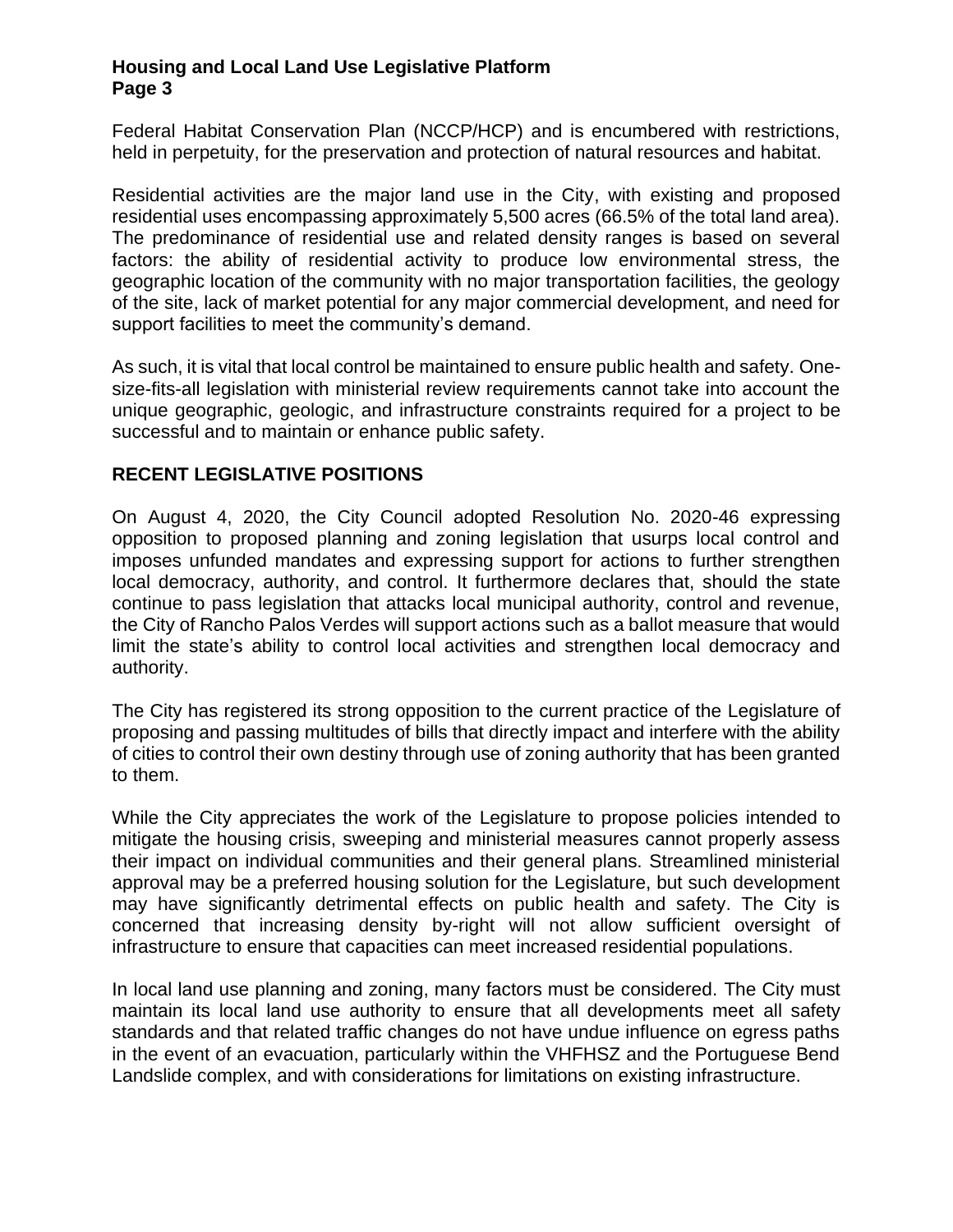Federal Habitat Conservation Plan (NCCP/HCP) and is encumbered with restrictions, held in perpetuity, for the preservation and protection of natural resources and habitat.

Residential activities are the major land use in the City, with existing and proposed residential uses encompassing approximately 5,500 acres (66.5% of the total land area). The predominance of residential use and related density ranges is based on several factors: the ability of residential activity to produce low environmental stress, the geographic location of the community with no major transportation facilities, the geology of the site, lack of market potential for any major commercial development, and need for support facilities to meet the community's demand.

As such, it is vital that local control be maintained to ensure public health and safety. One-size-fits-all legislation with ministerial review requirements cannot take into account the unique geographic, geologic, and infrastructure constraints required for a project to be successful and to maintain or enhance public safety.

## RECENT LEGISLATIVE POSITIONS

On August 4, 2020, the City Council adopted Resolution No. 2020-46 expressing opposition to proposed planning and zoning legislation that usurps local control and imposes unfunded mandates and expressing support for actions to further strengthen local democracy, authority, and control. It furthermore declares that, should the state continue to pass legislation that attacks local municipal authority, control and revenue, the City of Rancho Palos Verdes will support actions such as a ballot measure that would limit the state's ability to control local activities and strengthen local democracy and authority.

The City has registered its strong opposition to the current practice of the Legislature of proposing and passing multitudes of bills that directly impact and interfere with the ability of cities to control their own destiny through use of zoning authority that has been granted to them.

While the City appreciates the work of the Legislature to propose policies intended to mitigate the housing crisis, sweeping and ministerial measures cannot properly assess their impact on individual communities and their general plans. Streamlined ministerial approval may be a preferred housing solution for the Legislature, but such development may have significantly detrimental effects on public health and safety. The City is concerned that increasing density by-right will not allow sufficient oversight of infrastructure to ensure that capacities can meet increased residential populations.

In local land use planning and zoning, many factors must be considered. The City must maintain its local land use authority to ensure that all developments meet all safety standards and that related traffic changes do not have undue influence on egress paths in the event of an evacuation, particularly within the VHFHSZ and the Portuguese Bend Landslide complex, and with considerations for limitations on existing infrastructure.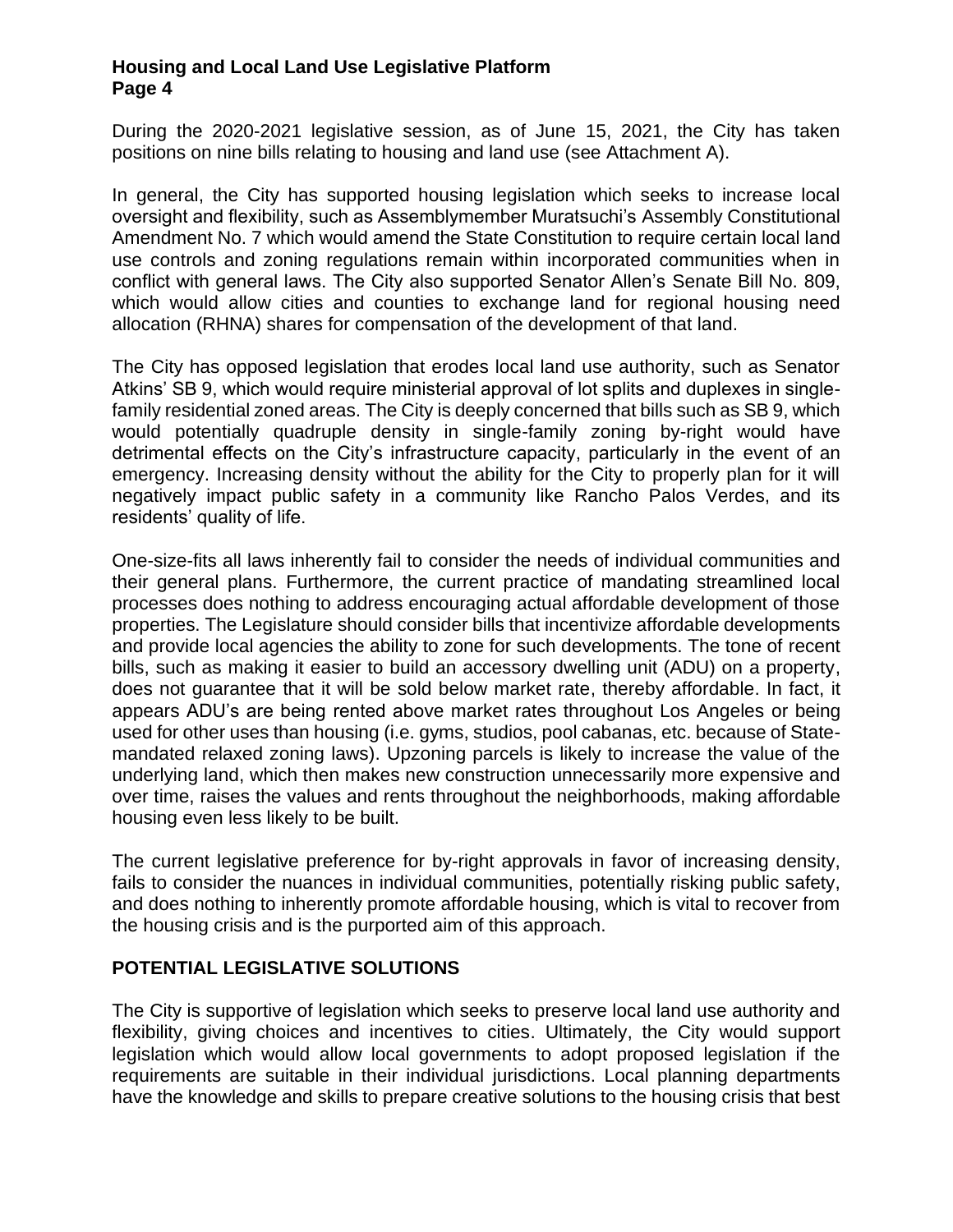During the 2020-2021 legislative session, as of June 15, 2021, the City has taken positions on nine bills relating to housing and land use (see Attachment A).

In general, the City has supported housing legislation which seeks to increase local oversight and flexibility, such as Assemblymember Muratsuchi's Assembly Constitutional Amendment No. 7 which would amend the State Constitution to require certain local land use controls and zoning regulations remain within incorporated communities when in conflict with general laws. The City also supported Senator Allen's Senate Bill No. 809, which would allow cities and counties to exchange land for regional housing need allocation (RHNA) shares for compensation of the development of that land.

The City has opposed legislation that erodes local land use authority, such as Senator Atkins' SB 9, which would require ministerial approval of lot splits and duplexes in single-family residential zoned areas. The City is deeply concerned that bills such as SB 9, which would potentially quadruple density in single-family zoning by-right would have detrimental effects on the City's infrastructure capacity, particularly in the event of an emergency. Increasing density without the ability for the City to properly plan for it will negatively impact public safety in a community like Rancho Palos Verdes, and its residents' quality of life.

One-size-fits all laws inherently fail to consider the needs of individual communities and their general plans. Furthermore, the current practice of mandating streamlined local processes does nothing to address encouraging actual affordable development of those properties. The Legislature should consider bills that incentivize affordable developments and provide local agencies the ability to zone for such developments. The tone of recent bills, such as making it easier to build an accessory dwelling unit (ADU) on a property, does not guarantee that it will be sold below market rate, thereby affordable. In fact, it appears ADU's are being rented above market rates throughout Los Angeles or being used for other uses than housing (i.e. gyms, studios, pool cabanas, etc. because of State-mandated relaxed zoning laws). Upzoning parcels is likely to increase the value of the underlying land, which then makes new construction unnecessarily more expensive and over time, raises the values and rents throughout the neighborhoods, making affordable housing even less likely to be built.

The current legislative preference for by-right approvals in favor of increasing density, fails to consider the nuances in individual communities, potentially risking public safety, and does nothing to inherently promote affordable housing, which is vital to recover from the housing crisis and is the purported aim of this approach.

## POTENTIAL LEGISLATIVE SOLUTIONS

The City is supportive of legislation which seeks to preserve local land use authority and flexibility, giving choices and incentives to cities. Ultimately, the City would support legislation which would allow local governments to adopt proposed legislation if the requirements are suitable in their individual jurisdictions. Local planning departments have the knowledge and skills to prepare creative solutions to the housing crisis that best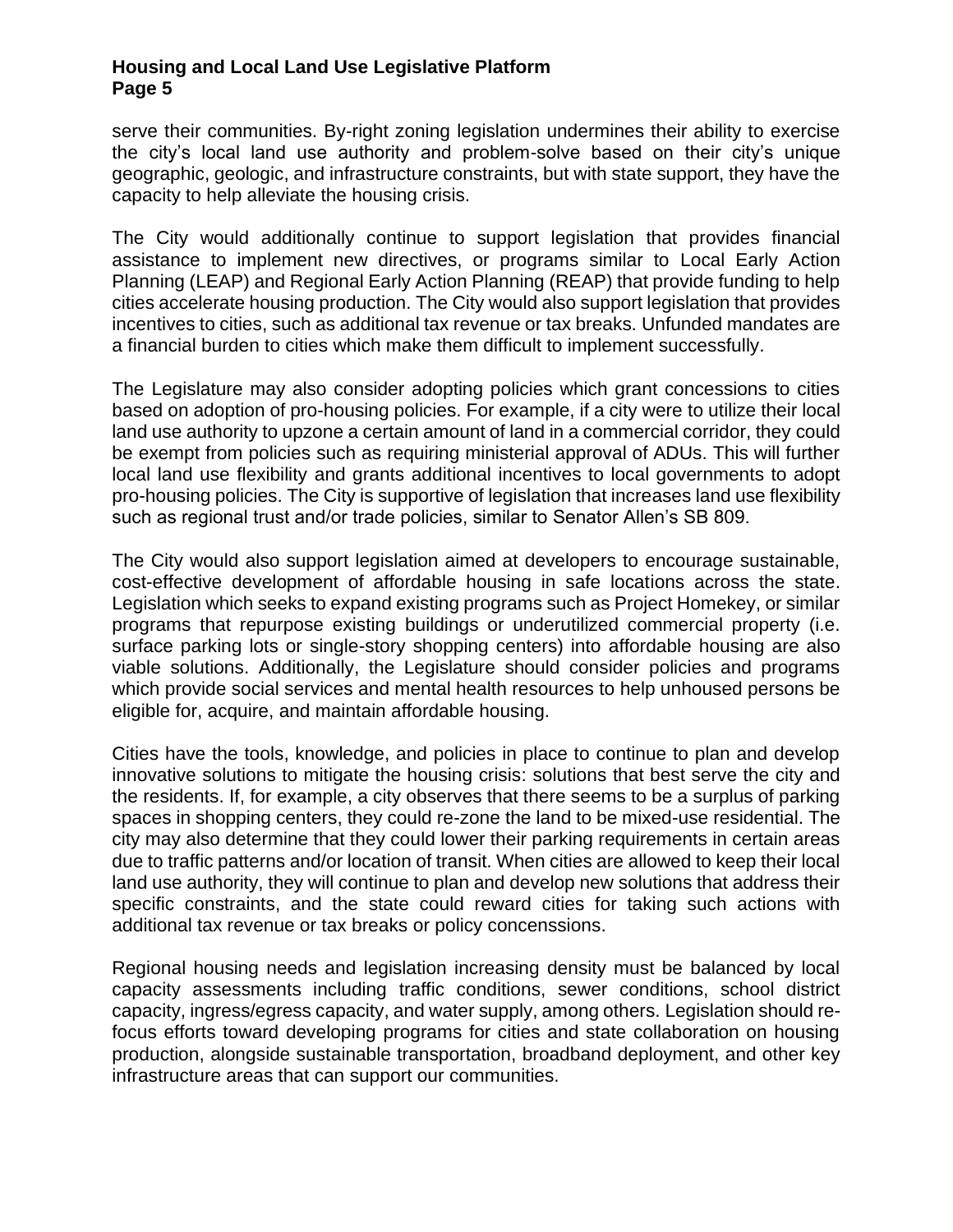serve their communities. By-right zoning legislation undermines their ability to exercise the city's local land use authority and problem-solve based on their city's unique geographic, geologic, and infrastructure constraints, but with state support, they have the capacity to help alleviate the housing crisis.

The City would additionally continue to support legislation that provides financial assistance to implement new directives, or programs similar to Local Early Action Planning (LEAP) and Regional Early Action Planning (REAP) that provide funding to help cities accelerate housing production. The City would also support legislation that provides incentives to cities, such as additional tax revenue or tax breaks. Unfunded mandates are a financial burden to cities which make them difficult to implement successfully.

The Legislature may also consider adopting policies which grant concessions to cities based on adoption of pro-housing policies. For example, if a city were to utilize their local land use authority to upzone a certain amount of land in a commercial corridor, they could be exempt from policies such as requiring ministerial approval of ADUs. This will further local land use flexibility and grants additional incentives to local governments to adopt pro-housing policies. The City is supportive of legislation that increases land use flexibility such as regional trust and/or trade policies, similar to Senator Allen's SB 809.

The City would also support legislation aimed at developers to encourage sustainable, cost-effective development of affordable housing in safe locations across the state. Legislation which seeks to expand existing programs such as Project Homekey, or similar programs that repurpose existing buildings or underutilized commercial property (i.e. surface parking lots or single-story shopping centers) into affordable housing are also viable solutions. Additionally, the Legislature should consider policies and programs which provide social services and mental health resources to help unhoused persons be eligible for, acquire, and maintain affordable housing.

Cities have the tools, knowledge, and policies in place to continue to plan and develop innovative solutions to mitigate the housing crisis: solutions that best serve the city and the residents. If, for example, a city observes that there seems to be a surplus of parking spaces in shopping centers, they could re-zone the land to be mixed-use residential. The city may also determine that they could lower their parking requirements in certain areas due to traffic patterns and/or location of transit. When cities are allowed to keep their local land use authority, they will continue to plan and develop new solutions that address their specific constraints, and the state could reward cities for taking such actions with additional tax revenue or tax breaks or policy concenssions.

Regional housing needs and legislation increasing density must be balanced by local capacity assessments including traffic conditions, sewer conditions, school district capacity, ingress/egress capacity, and water supply, among others. Legislation should re-focus efforts toward developing programs for cities and state collaboration on housing production, alongside sustainable transportation, broadband deployment, and other key infrastructure areas that can support our communities.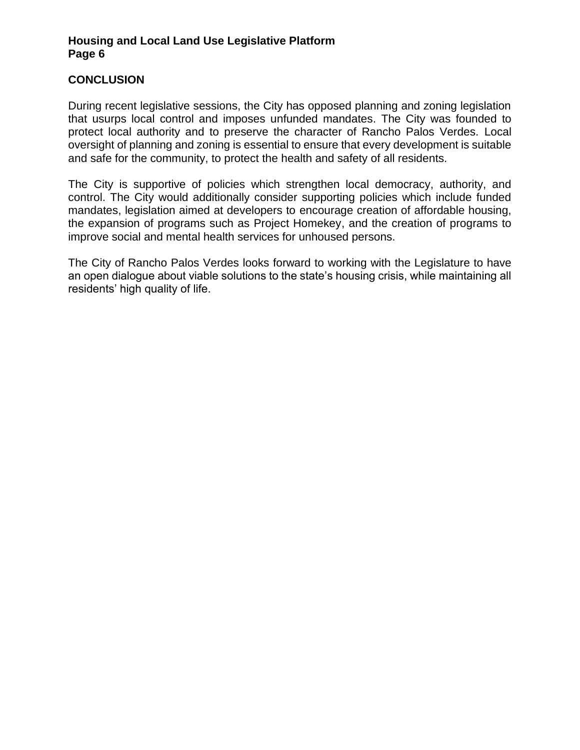## CONCLUSION

During recent legislative sessions, the City has opposed planning and zoning legislation that usurps local control and imposes unfunded mandates. The City was founded to protect local authority and to preserve the character of Rancho Palos Verdes. Local oversight of planning and zoning is essential to ensure that every development is suitable and safe for the community, to protect the health and safety of all residents.

The City is supportive of policies which strengthen local democracy, authority, and control. The City would additionally consider supporting policies which include funded mandates, legislation aimed at developers to encourage creation of affordable housing, the expansion of programs such as Project Homekey, and the creation of programs to improve social and mental health services for unhoused persons.

The City of Rancho Palos Verdes looks forward to working with the Legislature to have an open dialogue about viable solutions to the state's housing crisis, while maintaining all residents' high quality of life.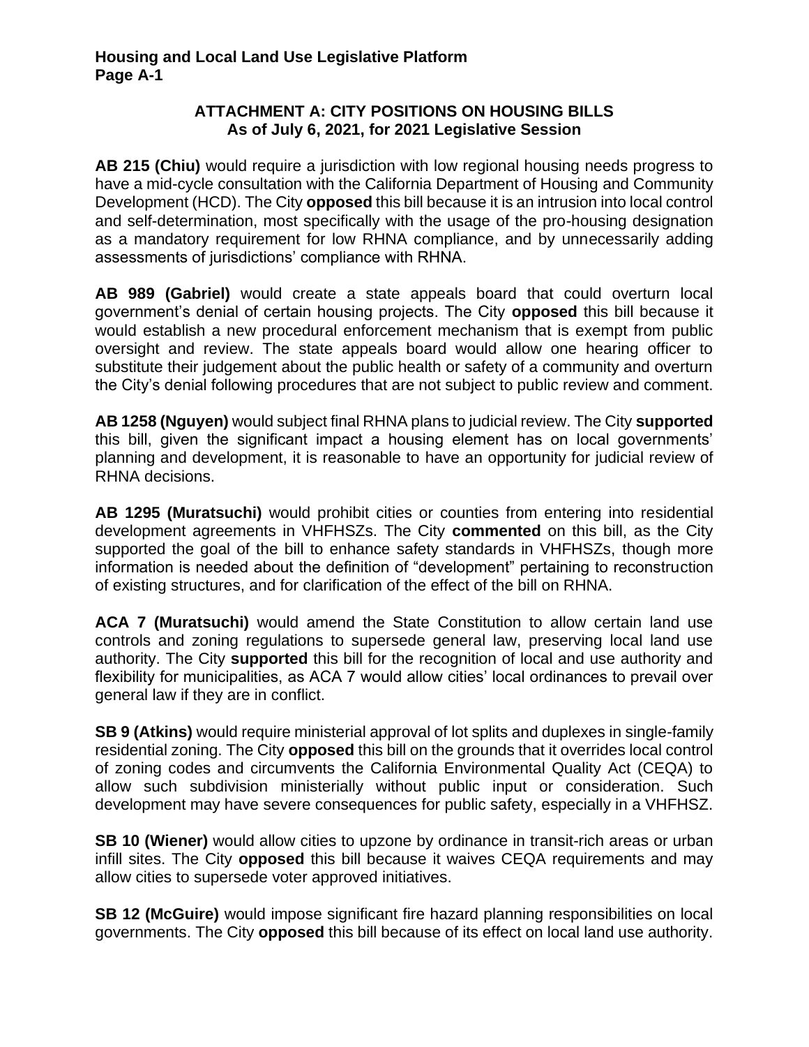## ATTACHMENT A: CITY POSITIONS ON HOUSING BILLS
### As of July 6, 2021, for 2021 Legislative Session

**AB 215 (Chiu)** would require a jurisdiction with low regional housing needs progress to have a mid-cycle consultation with the California Department of Housing and Community Development (HCD). The City **opposed** this bill because it is an intrusion into local control and self-determination, most specifically with the usage of the pro-housing designation as a mandatory requirement for low RHNA compliance, and by unnecessarily adding assessments of jurisdictions' compliance with RHNA.

**AB 989 (Gabriel)** would create a state appeals board that could overturn local government's denial of certain housing projects. The City **opposed** this bill because it would establish a new procedural enforcement mechanism that is exempt from public oversight and review. The state appeals board would allow one hearing officer to substitute their judgement about the public health or safety of a community and overturn the City's denial following procedures that are not subject to public review and comment.

**AB 1258 (Nguyen)** would subject final RHNA plans to judicial review. The City **supported** this bill, given the significant impact a housing element has on local governments' planning and development, it is reasonable to have an opportunity for judicial review of RHNA decisions.

**AB 1295 (Muratsuchi)** would prohibit cities or counties from entering into residential development agreements in VHFHSZs. The City **commented** on this bill, as the City supported the goal of the bill to enhance safety standards in VHFHSZs, though more information is needed about the definition of "development" pertaining to reconstruction of existing structures, and for clarification of the effect of the bill on RHNA.

**ACA 7 (Muratsuchi)** would amend the State Constitution to allow certain land use controls and zoning regulations to supersede general law, preserving local land use authority. The City **supported** this bill for the recognition of local and use authority and flexibility for municipalities, as ACA 7 would allow cities' local ordinances to prevail over general law if they are in conflict.

**SB 9 (Atkins)** would require ministerial approval of lot splits and duplexes in single-family residential zoning. The City **opposed** this bill on the grounds that it overrides local control of zoning codes and circumvents the California Environmental Quality Act (CEQA) to allow such subdivision ministerially without public input or consideration. Such development may have severe consequences for public safety, especially in a VHFHSZ.

**SB 10 (Wiener)** would allow cities to upzone by ordinance in transit-rich areas or urban infill sites. The City **opposed** this bill because it waives CEQA requirements and may allow cities to supersede voter approved initiatives.

**SB 12 (McGuire)** would impose significant fire hazard planning responsibilities on local governments. The City **opposed** this bill because of its effect on local land use authority.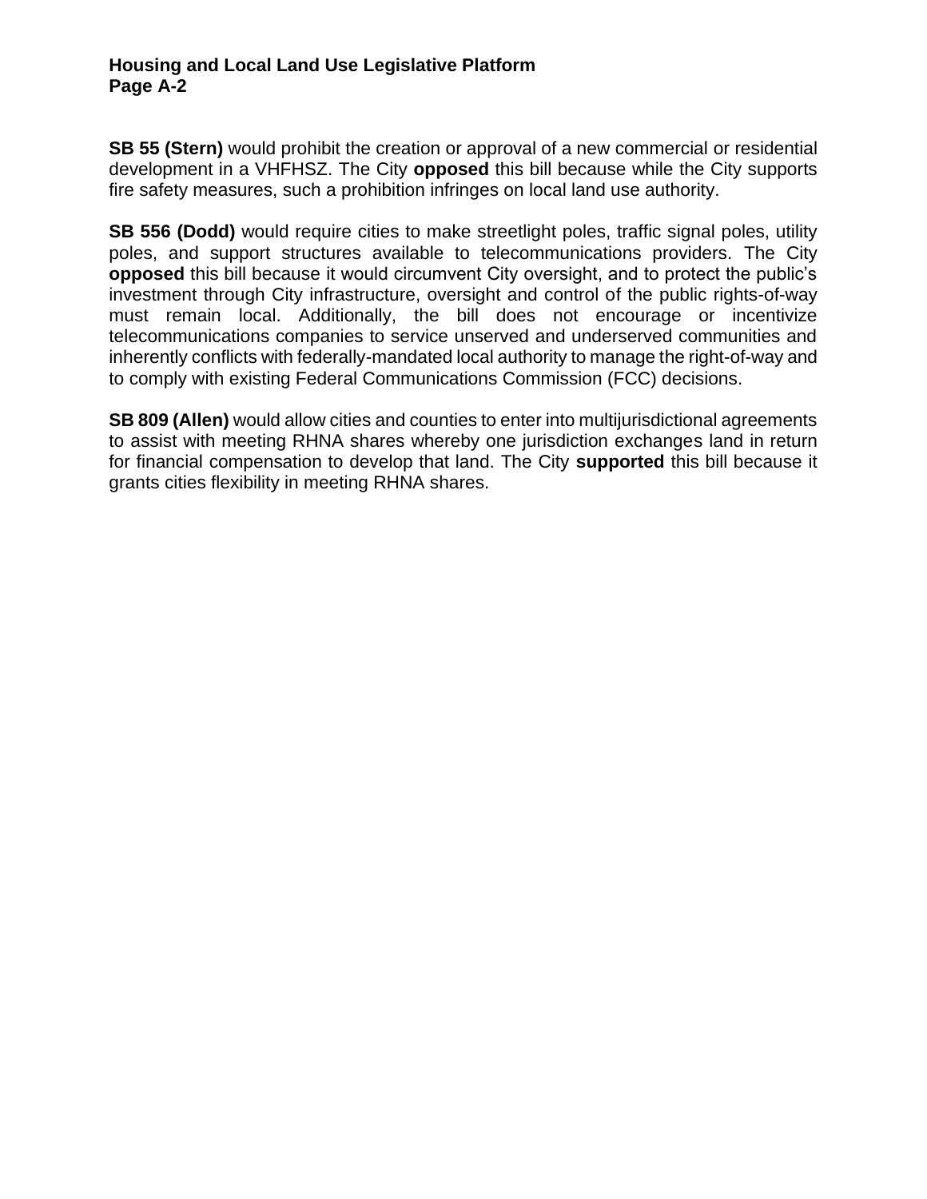**SB 55 (Stern)** would prohibit the creation or approval of a new commercial or residential development in a VHFHSZ. The City **opposed** this bill because while the City supports fire safety measures, such a prohibition infringes on local land use authority.

**SB 556 (Dodd)** would require cities to make streetlight poles, traffic signal poles, utility poles, and support structures available to telecommunications providers. The City **opposed** this bill because it would circumvent City oversight, and to protect the public's investment through City infrastructure, oversight and control of the public rights-of-way must remain local. Additionally, the bill does not encourage or incentivize telecommunications companies to service unserved and underserved communities and inherently conflicts with federally-mandated local authority to manage the right-of-way and to comply with existing Federal Communications Commission (FCC) decisions.

**SB 809 (Allen)** would allow cities and counties to enter into multijurisdictional agreements to assist with meeting RHNA shares whereby one jurisdiction exchanges land in return for financial compensation to develop that land. The City **supported** this bill because it grants cities flexibility in meeting RHNA shares.